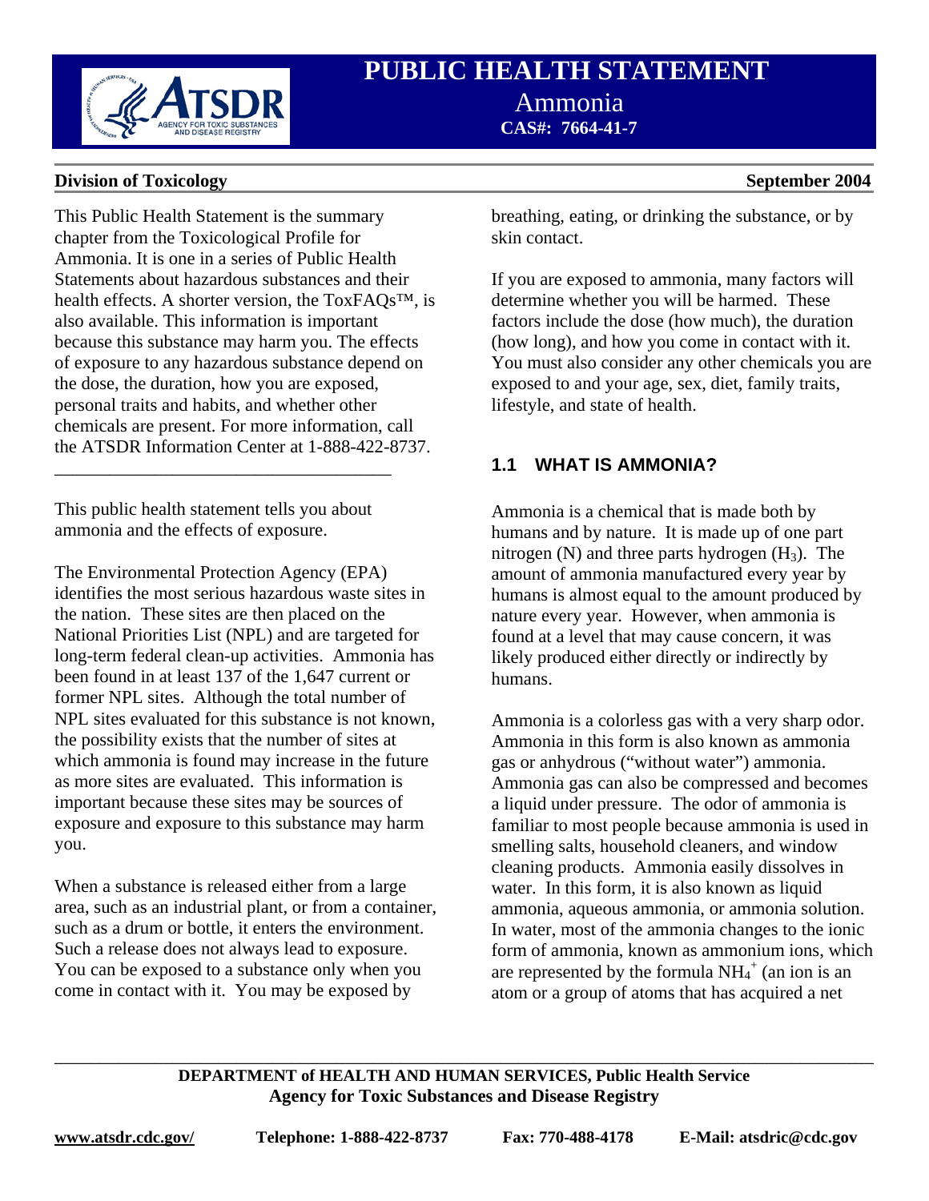# PUBLIC HEALTH STATEMENT

## Ammonia

**CAS#: 7664-41-7**

**Division of Toxicology** **September 2004**

This Public Health Statement is the summary chapter from the Toxicological Profile for Ammonia. It is one in a series of Public Health Statements about hazardous substances and their health effects. A shorter version, the ToxFAQs™, is also available. This information is important because this substance may harm you. The effects of exposure to any hazardous substance depend on the dose, the duration, how you are exposed, personal traits and habits, and whether other chemicals are present. For more information, call the ATSDR Information Center at 1-888-422-8737.

---

This public health statement tells you about ammonia and the effects of exposure.

The Environmental Protection Agency (EPA) identifies the most serious hazardous waste sites in the nation. These sites are then placed on the National Priorities List (NPL) and are targeted for long-term federal clean-up activities. Ammonia has been found in at least 137 of the 1,647 current or former NPL sites. Although the total number of NPL sites evaluated for this substance is not known, the possibility exists that the number of sites at which ammonia is found may increase in the future as more sites are evaluated. This information is important because these sites may be sources of exposure and exposure to this substance may harm you.

When a substance is released either from a large area, such as an industrial plant, or from a container, such as a drum or bottle, it enters the environment. Such a release does not always lead to exposure. You can be exposed to a substance only when you come in contact with it. You may be exposed by breathing, eating, or drinking the substance, or by skin contact.

If you are exposed to ammonia, many factors will determine whether you will be harmed. These factors include the dose (how much), the duration (how long), and how you come in contact with it. You must also consider any other chemicals you are exposed to and your age, sex, diet, family traits, lifestyle, and state of health.

### 1.1 WHAT IS AMMONIA?

Ammonia is a chemical that is made both by humans and by nature. It is made up of one part nitrogen (N) and three parts hydrogen ($H_3$). The amount of ammonia manufactured every year by humans is almost equal to the amount produced by nature every year. However, when ammonia is found at a level that may cause concern, it was likely produced either directly or indirectly by humans.

Ammonia is a colorless gas with a very sharp odor. Ammonia in this form is also known as ammonia gas or anhydrous ("without water") ammonia. Ammonia gas can also be compressed and becomes a liquid under pressure. The odor of ammonia is familiar to most people because ammonia is used in smelling salts, household cleaners, and window cleaning products. Ammonia easily dissolves in water. In this form, it is also known as liquid ammonia, aqueous ammonia, or ammonia solution. In water, most of the ammonia changes to the ionic form of ammonia, known as ammonium ions, which are represented by the formula $NH_4^+$ (an ion is an atom or a group of atoms that has acquired a net

---

**DEPARTMENT of HEALTH AND HUMAN SERVICES, Public Health Service**
**Agency for Toxic Substances and Disease Registry**

www.atsdr.cdc.gov/ Telephone: 1-888-422-8737 Fax: 770-488-4178 E-Mail: atsdric@cdc.gov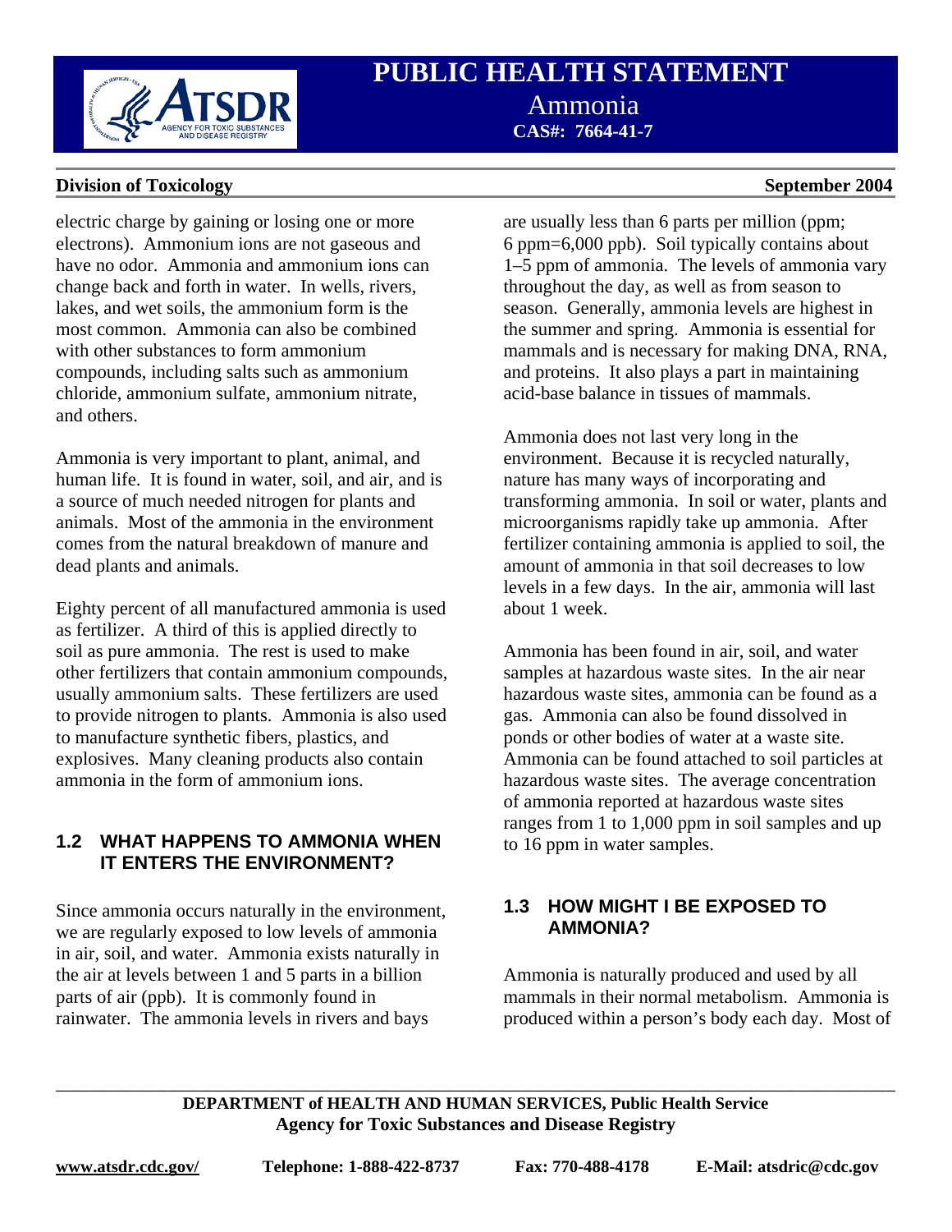electric charge by gaining or losing one or more electrons). Ammonium ions are not gaseous and have no odor. Ammonia and ammonium ions can change back and forth in water. In wells, rivers, lakes, and wet soils, the ammonium form is the most common. Ammonia can also be combined with other substances to form ammonium compounds, including salts such as ammonium chloride, ammonium sulfate, ammonium nitrate, and others.

Ammonia is very important to plant, animal, and human life. It is found in water, soil, and air, and is a source of much needed nitrogen for plants and animals. Most of the ammonia in the environment comes from the natural breakdown of manure and dead plants and animals.

Eighty percent of all manufactured ammonia is used as fertilizer. A third of this is applied directly to soil as pure ammonia. The rest is used to make other fertilizers that contain ammonium compounds, usually ammonium salts. These fertilizers are used to provide nitrogen to plants. Ammonia is also used to manufacture synthetic fibers, plastics, and explosives. Many cleaning products also contain ammonia in the form of ammonium ions.

## 1.2 WHAT HAPPENS TO AMMONIA WHEN IT ENTERS THE ENVIRONMENT?

Since ammonia occurs naturally in the environment, we are regularly exposed to low levels of ammonia in air, soil, and water. Ammonia exists naturally in the air at levels between 1 and 5 parts in a billion parts of air (ppb). It is commonly found in rainwater. The ammonia levels in rivers and bays are usually less than 6 parts per million (ppm; 6 ppm=6,000 ppb). Soil typically contains about 1–5 ppm of ammonia. The levels of ammonia vary throughout the day, as well as from season to season. Generally, ammonia levels are highest in the summer and spring. Ammonia is essential for mammals and is necessary for making DNA, RNA, and proteins. It also plays a part in maintaining acid-base balance in tissues of mammals.

Ammonia does not last very long in the environment. Because it is recycled naturally, nature has many ways of incorporating and transforming ammonia. In soil or water, plants and microorganisms rapidly take up ammonia. After fertilizer containing ammonia is applied to soil, the amount of ammonia in that soil decreases to low levels in a few days. In the air, ammonia will last about 1 week.

Ammonia has been found in air, soil, and water samples at hazardous waste sites. In the air near hazardous waste sites, ammonia can be found as a gas. Ammonia can also be found dissolved in ponds or other bodies of water at a waste site. Ammonia can be found attached to soil particles at hazardous waste sites. The average concentration of ammonia reported at hazardous waste sites ranges from 1 to 1,000 ppm in soil samples and up to 16 ppm in water samples.

## 1.3 HOW MIGHT I BE EXPOSED TO AMMONIA?

Ammonia is naturally produced and used by all mammals in their normal metabolism. Ammonia is produced within a person's body each day. Most of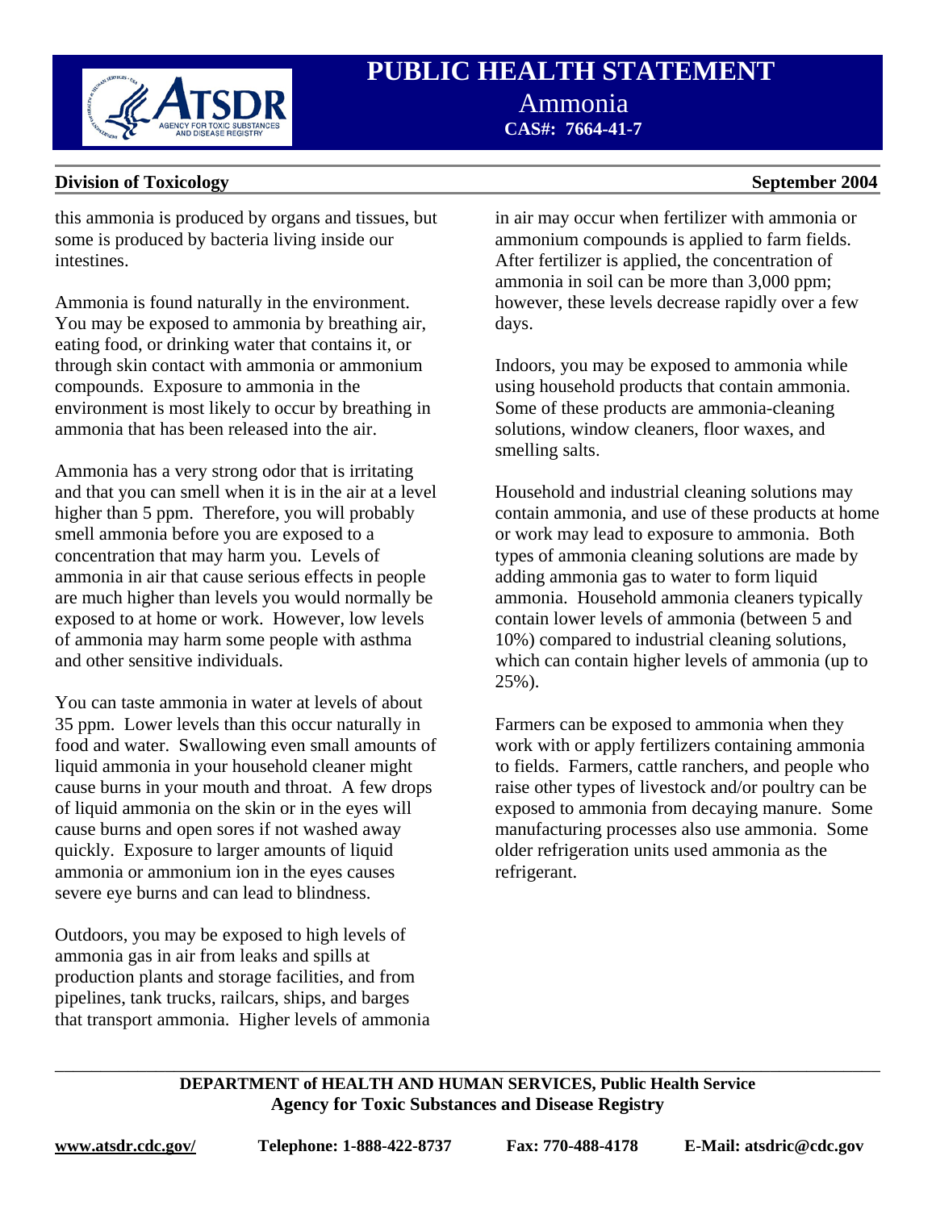this ammonia is produced by organs and tissues, but some is produced by bacteria living inside our intestines.

Ammonia is found naturally in the environment. You may be exposed to ammonia by breathing air, eating food, or drinking water that contains it, or through skin contact with ammonia or ammonium compounds. Exposure to ammonia in the environment is most likely to occur by breathing in ammonia that has been released into the air.

Ammonia has a very strong odor that is irritating and that you can smell when it is in the air at a level higher than 5 ppm. Therefore, you will probably smell ammonia before you are exposed to a concentration that may harm you. Levels of ammonia in air that cause serious effects in people are much higher than levels you would normally be exposed to at home or work. However, low levels of ammonia may harm some people with asthma and other sensitive individuals.

You can taste ammonia in water at levels of about 35 ppm. Lower levels than this occur naturally in food and water. Swallowing even small amounts of liquid ammonia in your household cleaner might cause burns in your mouth and throat. A few drops of liquid ammonia on the skin or in the eyes will cause burns and open sores if not washed away quickly. Exposure to larger amounts of liquid ammonia or ammonium ion in the eyes causes severe eye burns and can lead to blindness.

Outdoors, you may be exposed to high levels of ammonia gas in air from leaks and spills at production plants and storage facilities, and from pipelines, tank trucks, railcars, ships, and barges that transport ammonia. Higher levels of ammonia in air may occur when fertilizer with ammonia or ammonium compounds is applied to farm fields. After fertilizer is applied, the concentration of ammonia in soil can be more than 3,000 ppm; however, these levels decrease rapidly over a few days.

Indoors, you may be exposed to ammonia while using household products that contain ammonia. Some of these products are ammonia-cleaning solutions, window cleaners, floor waxes, and smelling salts.

Household and industrial cleaning solutions may contain ammonia, and use of these products at home or work may lead to exposure to ammonia. Both types of ammonia cleaning solutions are made by adding ammonia gas to water to form liquid ammonia. Household ammonia cleaners typically contain lower levels of ammonia (between 5 and 10%) compared to industrial cleaning solutions, which can contain higher levels of ammonia (up to 25%).

Farmers can be exposed to ammonia when they work with or apply fertilizers containing ammonia to fields. Farmers, cattle ranchers, and people who raise other types of livestock and/or poultry can be exposed to ammonia from decaying manure. Some manufacturing processes also use ammonia. Some older refrigeration units used ammonia as the refrigerant.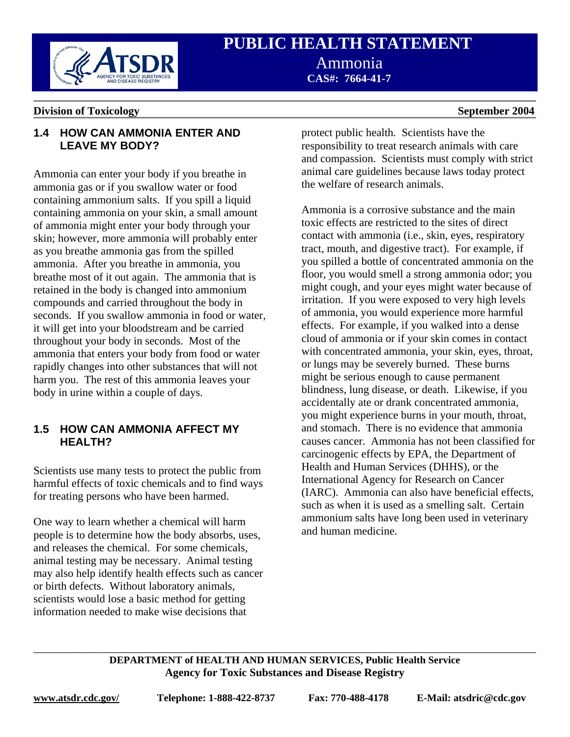### 1.4 HOW CAN AMMONIA ENTER AND LEAVE MY BODY?

Ammonia can enter your body if you breathe in ammonia gas or if you swallow water or food containing ammonium salts. If you spill a liquid containing ammonia on your skin, a small amount of ammonia might enter your body through your skin; however, more ammonia will probably enter as you breathe ammonia gas from the spilled ammonia. After you breathe in ammonia, you breathe most of it out again. The ammonia that is retained in the body is changed into ammonium compounds and carried throughout the body in seconds. If you swallow ammonia in food or water, it will get into your bloodstream and be carried throughout your body in seconds. Most of the ammonia that enters your body from food or water rapidly changes into other substances that will not harm you. The rest of this ammonia leaves your body in urine within a couple of days.

### 1.5 HOW CAN AMMONIA AFFECT MY HEALTH?

Scientists use many tests to protect the public from harmful effects of toxic chemicals and to find ways for treating persons who have been harmed.

One way to learn whether a chemical will harm people is to determine how the body absorbs, uses, and releases the chemical. For some chemicals, animal testing may be necessary. Animal testing may also help identify health effects such as cancer or birth defects. Without laboratory animals, scientists would lose a basic method for getting information needed to make wise decisions that protect public health. Scientists have the responsibility to treat research animals with care and compassion. Scientists must comply with strict animal care guidelines because laws today protect the welfare of research animals.

Ammonia is a corrosive substance and the main toxic effects are restricted to the sites of direct contact with ammonia (i.e., skin, eyes, respiratory tract, mouth, and digestive tract). For example, if you spilled a bottle of concentrated ammonia on the floor, you would smell a strong ammonia odor; you might cough, and your eyes might water because of irritation. If you were exposed to very high levels of ammonia, you would experience more harmful effects. For example, if you walked into a dense cloud of ammonia or if your skin comes in contact with concentrated ammonia, your skin, eyes, throat, or lungs may be severely burned. These burns might be serious enough to cause permanent blindness, lung disease, or death. Likewise, if you accidentally ate or drank concentrated ammonia, you might experience burns in your mouth, throat, and stomach. There is no evidence that ammonia causes cancer. Ammonia has not been classified for carcinogenic effects by EPA, the Department of Health and Human Services (DHHS), or the International Agency for Research on Cancer (IARC). Ammonia can also have beneficial effects, such as when it is used as a smelling salt. Certain ammonium salts have long been used in veterinary and human medicine.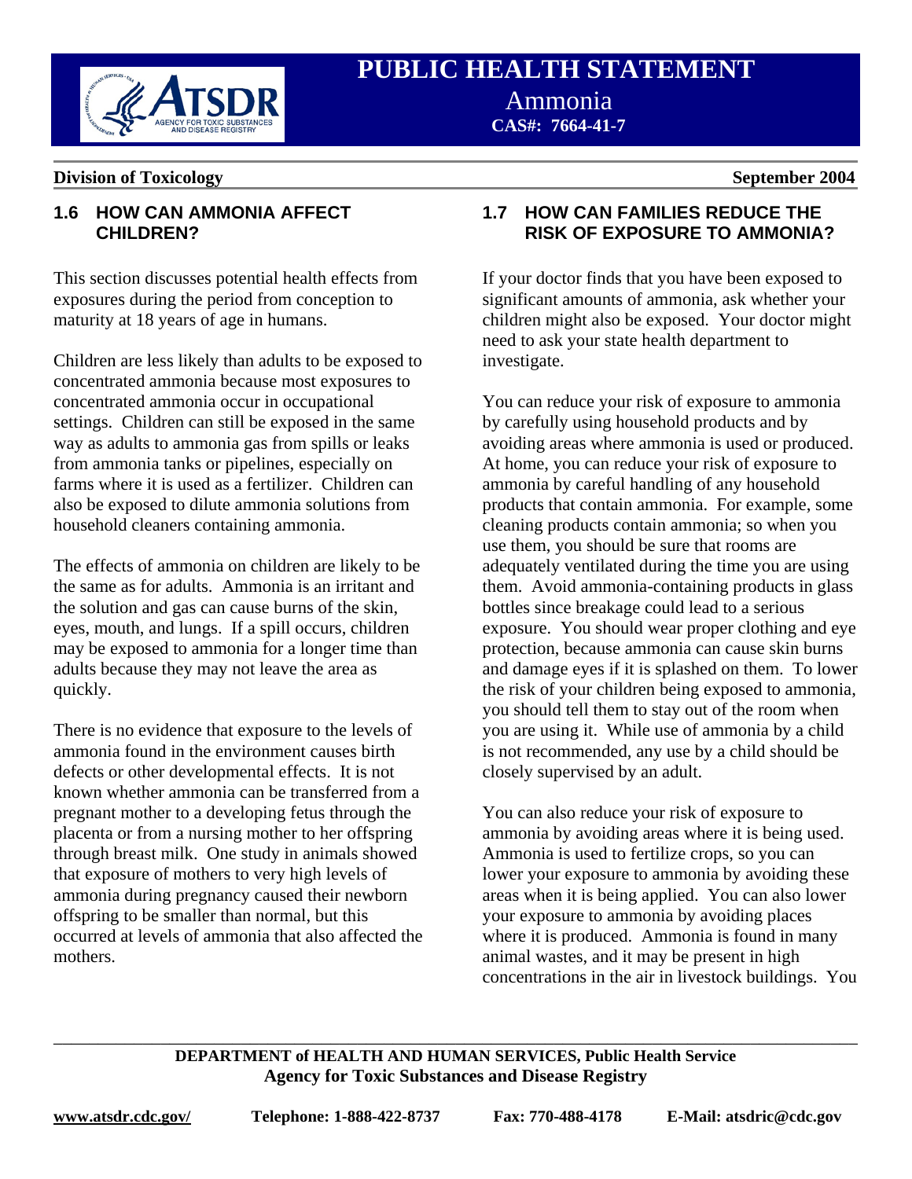## 1.6 HOW CAN AMMONIA AFFECT CHILDREN?

This section discusses potential health effects from exposures during the period from conception to maturity at 18 years of age in humans.

Children are less likely than adults to be exposed to concentrated ammonia because most exposures to concentrated ammonia occur in occupational settings. Children can still be exposed in the same way as adults to ammonia gas from spills or leaks from ammonia tanks or pipelines, especially on farms where it is used as a fertilizer. Children can also be exposed to dilute ammonia solutions from household cleaners containing ammonia.

The effects of ammonia on children are likely to be the same as for adults. Ammonia is an irritant and the solution and gas can cause burns of the skin, eyes, mouth, and lungs. If a spill occurs, children may be exposed to ammonia for a longer time than adults because they may not leave the area as quickly.

There is no evidence that exposure to the levels of ammonia found in the environment causes birth defects or other developmental effects. It is not known whether ammonia can be transferred from a pregnant mother to a developing fetus through the placenta or from a nursing mother to her offspring through breast milk. One study in animals showed that exposure of mothers to very high levels of ammonia during pregnancy caused their newborn offspring to be smaller than normal, but this occurred at levels of ammonia that also affected the mothers.

## 1.7 HOW CAN FAMILIES REDUCE THE RISK OF EXPOSURE TO AMMONIA?

If your doctor finds that you have been exposed to significant amounts of ammonia, ask whether your children might also be exposed. Your doctor might need to ask your state health department to investigate.

You can reduce your risk of exposure to ammonia by carefully using household products and by avoiding areas where ammonia is used or produced. At home, you can reduce your risk of exposure to ammonia by careful handling of any household products that contain ammonia. For example, some cleaning products contain ammonia; so when you use them, you should be sure that rooms are adequately ventilated during the time you are using them. Avoid ammonia-containing products in glass bottles since breakage could lead to a serious exposure. You should wear proper clothing and eye protection, because ammonia can cause skin burns and damage eyes if it is splashed on them. To lower the risk of your children being exposed to ammonia, you should tell them to stay out of the room when you are using it. While use of ammonia by a child is not recommended, any use by a child should be closely supervised by an adult.

You can also reduce your risk of exposure to ammonia by avoiding areas where it is being used. Ammonia is used to fertilize crops, so you can lower your exposure to ammonia by avoiding these areas when it is being applied. You can also lower your exposure to ammonia by avoiding places where it is produced. Ammonia is found in many animal wastes, and it may be present in high concentrations in the air in livestock buildings. You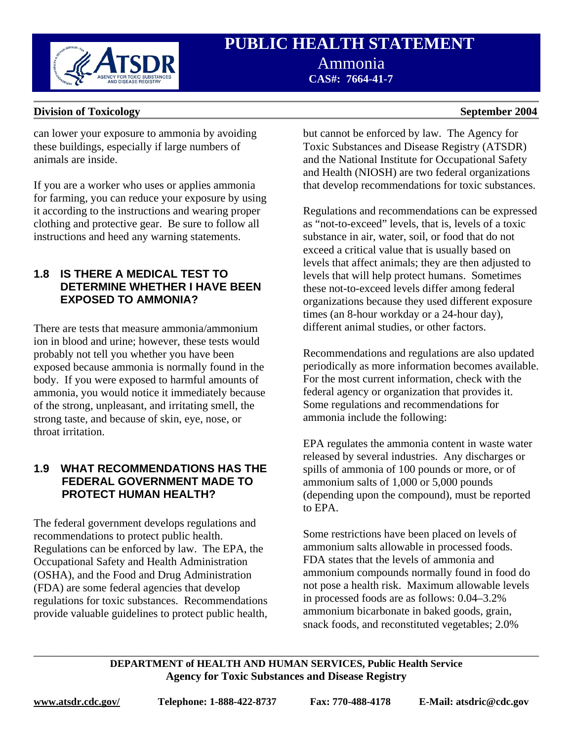can lower your exposure to ammonia by avoiding these buildings, especially if large numbers of animals are inside.

If you are a worker who uses or applies ammonia for farming, you can reduce your exposure by using it according to the instructions and wearing proper clothing and protective gear. Be sure to follow all instructions and heed any warning statements.

## 1.8 IS THERE A MEDICAL TEST TO DETERMINE WHETHER I HAVE BEEN EXPOSED TO AMMONIA?

There are tests that measure ammonia/ammonium ion in blood and urine; however, these tests would probably not tell you whether you have been exposed because ammonia is normally found in the body. If you were exposed to harmful amounts of ammonia, you would notice it immediately because of the strong, unpleasant, and irritating smell, the strong taste, and because of skin, eye, nose, or throat irritation.

## 1.9 WHAT RECOMMENDATIONS HAS THE FEDERAL GOVERNMENT MADE TO PROTECT HUMAN HEALTH?

The federal government develops regulations and recommendations to protect public health. Regulations can be enforced by law. The EPA, the Occupational Safety and Health Administration (OSHA), and the Food and Drug Administration (FDA) are some federal agencies that develop regulations for toxic substances. Recommendations provide valuable guidelines to protect public health, but cannot be enforced by law. The Agency for Toxic Substances and Disease Registry (ATSDR) and the National Institute for Occupational Safety and Health (NIOSH) are two federal organizations that develop recommendations for toxic substances.

Regulations and recommendations can be expressed as "not-to-exceed" levels, that is, levels of a toxic substance in air, water, soil, or food that do not exceed a critical value that is usually based on levels that affect animals; they are then adjusted to levels that will help protect humans. Sometimes these not-to-exceed levels differ among federal organizations because they used different exposure times (an 8-hour workday or a 24-hour day), different animal studies, or other factors.

Recommendations and regulations are also updated periodically as more information becomes available. For the most current information, check with the federal agency or organization that provides it. Some regulations and recommendations for ammonia include the following:

EPA regulates the ammonia content in waste water released by several industries. Any discharges or spills of ammonia of 100 pounds or more, or of ammonium salts of 1,000 or 5,000 pounds (depending upon the compound), must be reported to EPA.

Some restrictions have been placed on levels of ammonium salts allowable in processed foods. FDA states that the levels of ammonia and ammonium compounds normally found in food do not pose a health risk. Maximum allowable levels in processed foods are as follows: 0.04–3.2% ammonium bicarbonate in baked goods, grain, snack foods, and reconstituted vegetables; 2.0%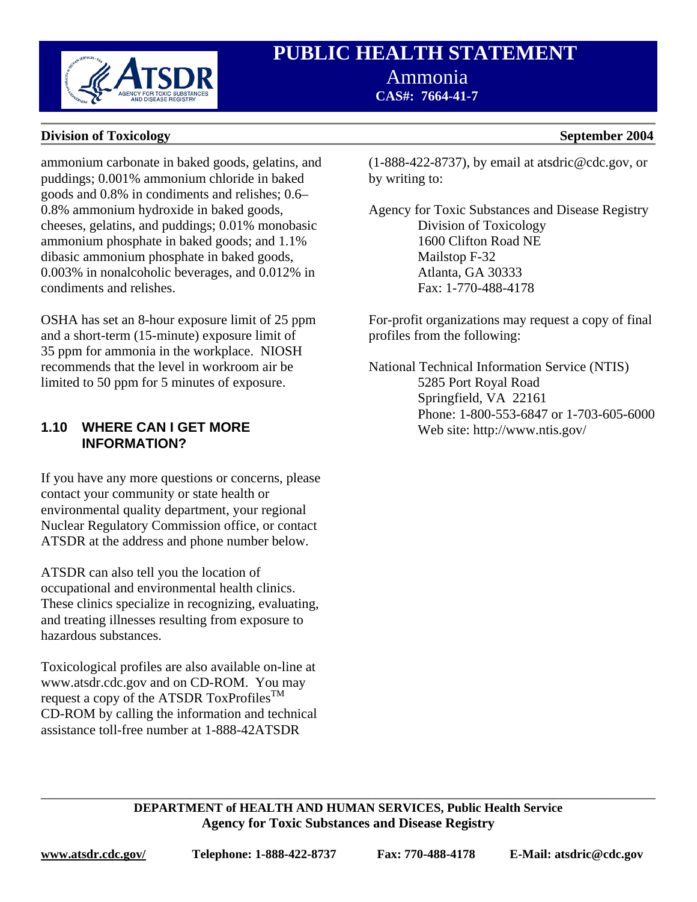ammonium carbonate in baked goods, gelatins, and puddings; 0.001% ammonium chloride in baked goods and 0.8% in condiments and relishes; 0.6–0.8% ammonium hydroxide in baked goods, cheeses, gelatins, and puddings; 0.01% monobasic ammonium phosphate in baked goods; and 1.1% dibasic ammonium phosphate in baked goods, 0.003% in nonalcoholic beverages, and 0.012% in condiments and relishes.

OSHA has set an 8-hour exposure limit of 25 ppm and a short-term (15-minute) exposure limit of 35 ppm for ammonia in the workplace. NIOSH recommends that the level in workroom air be limited to 50 ppm for 5 minutes of exposure.

## 1.10 WHERE CAN I GET MORE INFORMATION?

If you have any more questions or concerns, please contact your community or state health or environmental quality department, your regional Nuclear Regulatory Commission office, or contact ATSDR at the address and phone number below.

ATSDR can also tell you the location of occupational and environmental health clinics. These clinics specialize in recognizing, evaluating, and treating illnesses resulting from exposure to hazardous substances.

Toxicological profiles are also available on-line at www.atsdr.cdc.gov and on CD-ROM. You may request a copy of the ATSDR ToxProfiles™ CD-ROM by calling the information and technical assistance toll-free number at 1-888-42ATSDR (1-888-422-8737), by email at atsdric@cdc.gov, or by writing to:

Agency for Toxic Substances and Disease Registry
Division of Toxicology
1600 Clifton Road NE
Mailstop F-32
Atlanta, GA 30333
Fax: 1-770-488-4178

For-profit organizations may request a copy of final profiles from the following:

National Technical Information Service (NTIS)
5285 Port Royal Road
Springfield, VA 22161
Phone: 1-800-553-6847 or 1-703-605-6000
Web site: http://www.ntis.gov/